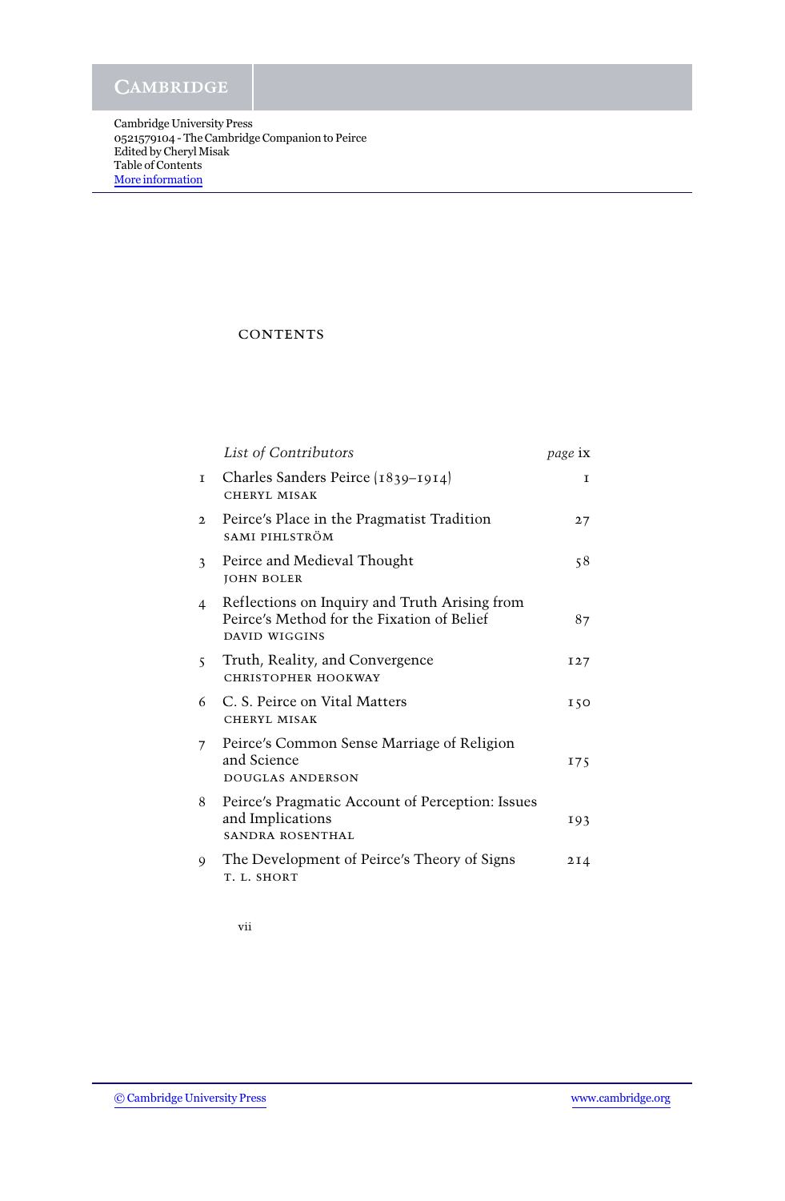Cambridge University Press
0521579104 - The Cambridge Companion to Peirce
Edited by Cheryl Misak
Table of Contents
More information

# CONTENTS

| | | |
|---|---|---|
| | *List of Contributors* | *page* ix |
| 1 | Charles Sanders Peirce (1839–1914)<br>CHERYL MISAK | 1 |
| 2 | Peirce's Place in the Pragmatist Tradition<br>SAMI PIHLSTRÖM | 27 |
| 3 | Peirce and Medieval Thought<br>JOHN BOLER | 58 |
| 4 | Reflections on Inquiry and Truth Arising from Peirce's Method for the Fixation of Belief<br>DAVID WIGGINS | 87 |
| 5 | Truth, Reality, and Convergence<br>CHRISTOPHER HOOKWAY | 127 |
| 6 | C. S. Peirce on Vital Matters<br>CHERYL MISAK | 150 |
| 7 | Peirce's Common Sense Marriage of Religion and Science<br>DOUGLAS ANDERSON | 175 |
| 8 | Peirce's Pragmatic Account of Perception: Issues and Implications<br>SANDRA ROSENTHAL | 193 |
| 9 | The Development of Peirce's Theory of Signs<br>T. L. SHORT | 214 |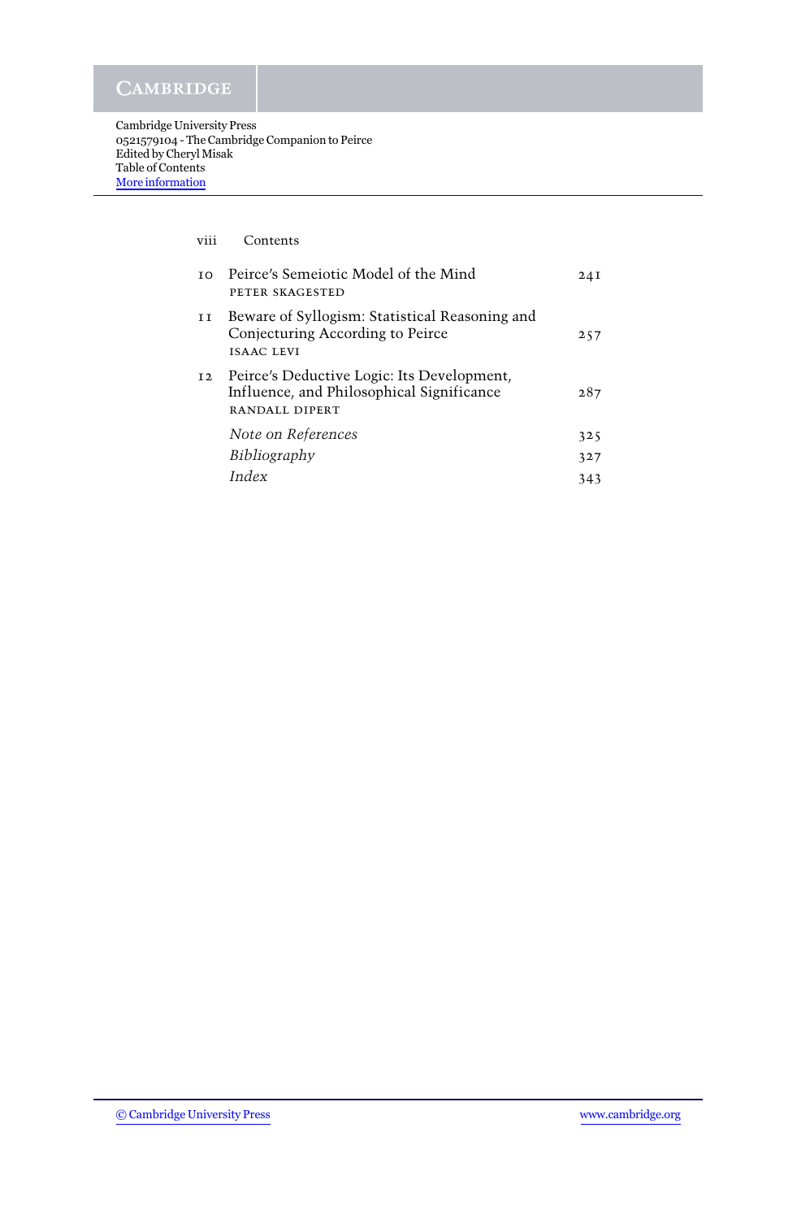10 Peirce's Semeiotic Model of the Mind — 241
PETER SKAGESTED

11 Beware of Syllogism: Statistical Reasoning and Conjecturing According to Peirce — 257
ISAAC LEVI

12 Peirce's Deductive Logic: Its Development, Influence, and Philosophical Significance — 287
RANDALL DIPERT

*Note on References* — 325

*Bibliography* — 327

*Index* — 343